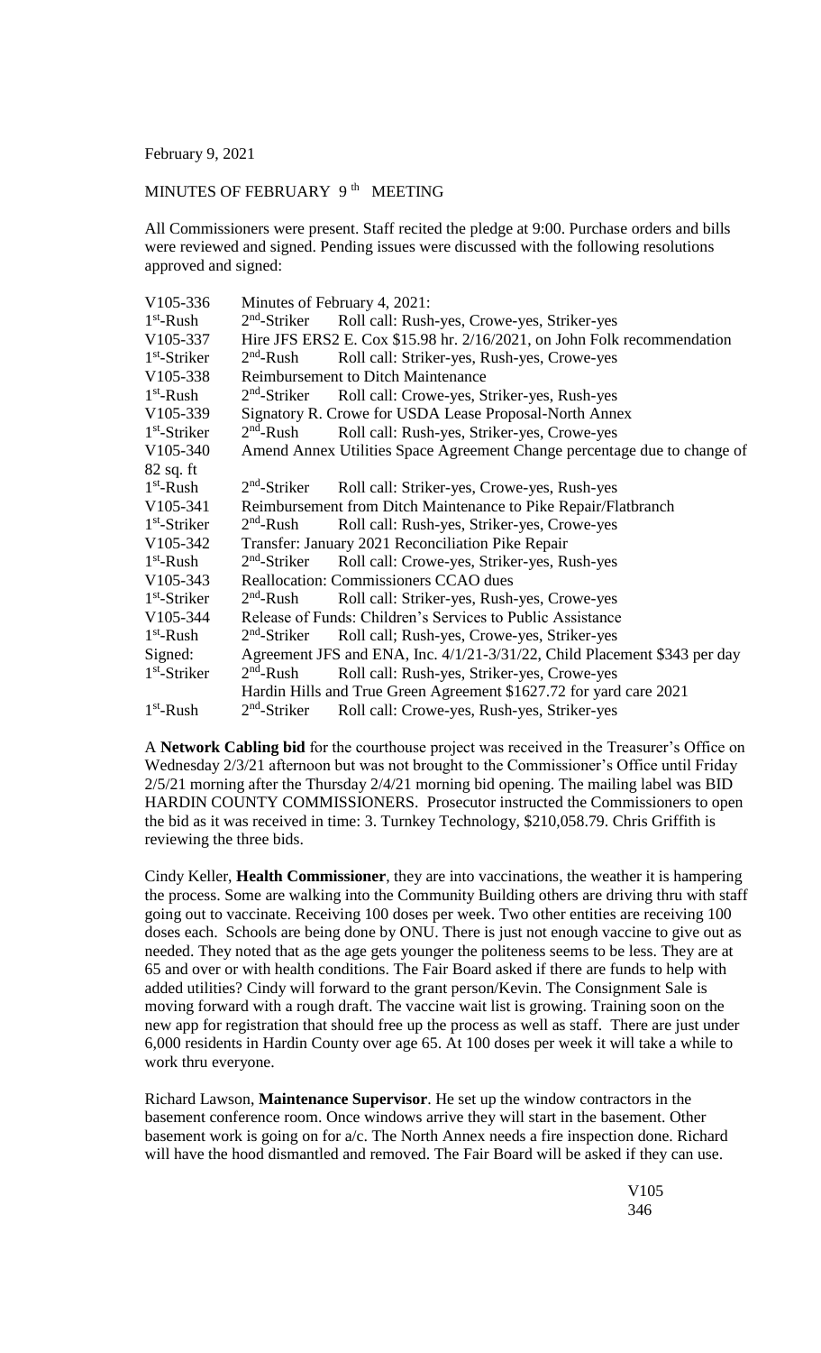February 9, 2021

MINUTES OF FEBRUARY 9th MEETING

All Commissioners were present. Staff recited the pledge at 9:00. Purchase orders and bills were reviewed and signed. Pending issues were discussed with the following resolutions approved and signed:

| | | |
|---|---|---|
| V105-336 | Minutes of February 4, 2021: | |
| 1st-Rush | 2nd-Striker | Roll call: Rush-yes, Crowe-yes, Striker-yes |
| V105-337 | Hire JFS ERS2 E. Cox $15.98 hr. 2/16/2021, on John Folk recommendation | |
| 1st-Striker | 2nd-Rush | Roll call: Striker-yes, Rush-yes, Crowe-yes |
| V105-338 | Reimbursement to Ditch Maintenance | |
| 1st-Rush | 2nd-Striker | Roll call: Crowe-yes, Striker-yes, Rush-yes |
| V105-339 | Signatory R. Crowe for USDA Lease Proposal-North Annex | |
| 1st-Striker | 2nd-Rush | Roll call: Rush-yes, Striker-yes, Crowe-yes |
| V105-340 | Amend Annex Utilities Space Agreement Change percentage due to change of | |
| 82 sq. ft | | |
| 1st-Rush | 2nd-Striker | Roll call: Striker-yes, Crowe-yes, Rush-yes |
| V105-341 | Reimbursement from Ditch Maintenance to Pike Repair/Flatbranch | |
| 1st-Striker | 2nd-Rush | Roll call: Rush-yes, Striker-yes, Crowe-yes |
| V105-342 | Transfer: January 2021 Reconciliation Pike Repair | |
| 1st-Rush | 2nd-Striker | Roll call: Crowe-yes, Striker-yes, Rush-yes |
| V105-343 | Reallocation: Commissioners CCAO dues | |
| 1st-Striker | 2nd-Rush | Roll call: Striker-yes, Rush-yes, Crowe-yes |
| V105-344 | Release of Funds: Children's Services to Public Assistance | |
| 1st-Rush | 2nd-Striker | Roll call; Rush-yes, Crowe-yes, Striker-yes |
| Signed: | Agreement JFS and ENA, Inc. 4/1/21-3/31/22, Child Placement $343 per day | |
| 1st-Striker | 2nd-Rush | Roll call: Rush-yes, Striker-yes, Crowe-yes |
| | Hardin Hills and True Green Agreement $1627.72 for yard care 2021 | |
| 1st-Rush | 2nd-Striker | Roll call: Crowe-yes, Rush-yes, Striker-yes |

A **Network Cabling bid** for the courthouse project was received in the Treasurer's Office on Wednesday 2/3/21 afternoon but was not brought to the Commissioner's Office until Friday 2/5/21 morning after the Thursday 2/4/21 morning bid opening. The mailing label was BID HARDIN COUNTY COMMISSIONERS. Prosecutor instructed the Commissioners to open the bid as it was received in time: 3. Turnkey Technology, $210,058.79. Chris Griffith is reviewing the three bids.

Cindy Keller, **Health Commissioner**, they are into vaccinations, the weather it is hampering the process. Some are walking into the Community Building others are driving thru with staff going out to vaccinate. Receiving 100 doses per week. Two other entities are receiving 100 doses each. Schools are being done by ONU. There is just not enough vaccine to give out as needed. They noted that as the age gets younger the politeness seems to be less. They are at 65 and over or with health conditions. The Fair Board asked if there are funds to help with added utilities? Cindy will forward to the grant person/Kevin. The Consignment Sale is moving forward with a rough draft. The vaccine wait list is growing. Training soon on the new app for registration that should free up the process as well as staff. There are just under 6,000 residents in Hardin County over age 65. At 100 doses per week it will take a while to work thru everyone.

Richard Lawson, **Maintenance Supervisor**. He set up the window contractors in the basement conference room. Once windows arrive they will start in the basement. Other basement work is going on for a/c. The North Annex needs a fire inspection done. Richard will have the hood dismantled and removed. The Fair Board will be asked if they can use.

V105
346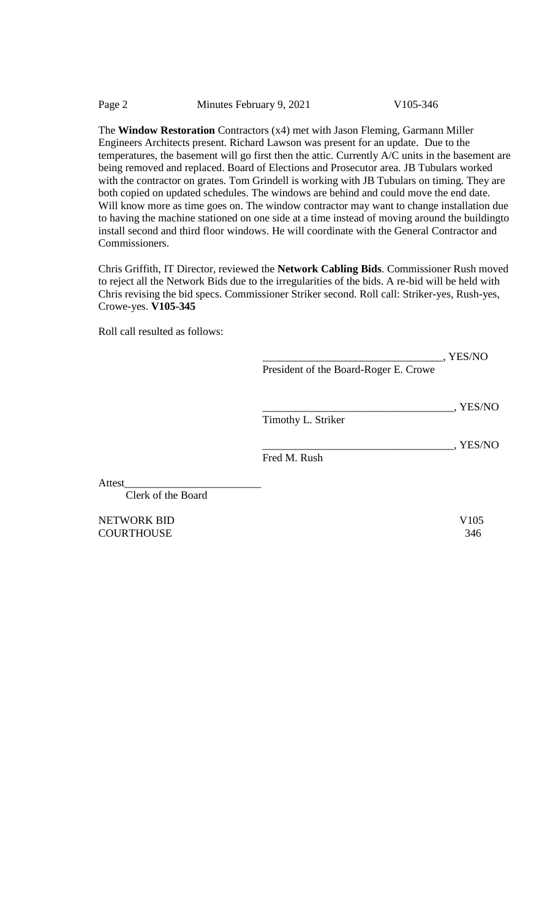The **Window Restoration** Contractors (x4) met with Jason Fleming, Garmann Miller Engineers Architects present. Richard Lawson was present for an update. Due to the temperatures, the basement will go first then the attic. Currently A/C units in the basement are being removed and replaced. Board of Elections and Prosecutor area. JB Tubulars worked with the contractor on grates. Tom Grindell is working with JB Tubulars on timing. They are both copied on updated schedules. The windows are behind and could move the end date. Will know more as time goes on. The window contractor may want to change installation due to having the machine stationed on one side at a time instead of moving around the buildingto install second and third floor windows. He will coordinate with the General Contractor and Commissioners.

Chris Griffith, IT Director, reviewed the **Network Cabling Bids**. Commissioner Rush moved to reject all the Network Bids due to the irregularities of the bids. A re-bid will be held with Chris revising the bid specs. Commissioner Striker second. Roll call: Striker-yes, Rush-yes, Crowe-yes. **V105-345**

Roll call resulted as follows:

_________________________________, YES/NO
President of the Board-Roger E. Crowe

___________________________________, YES/NO
Timothy L. Striker

___________________________________, YES/NO
Fred M. Rush

Attest_________________________
Clerk of the Board

NETWORK BID V105
COURTHOUSE 346